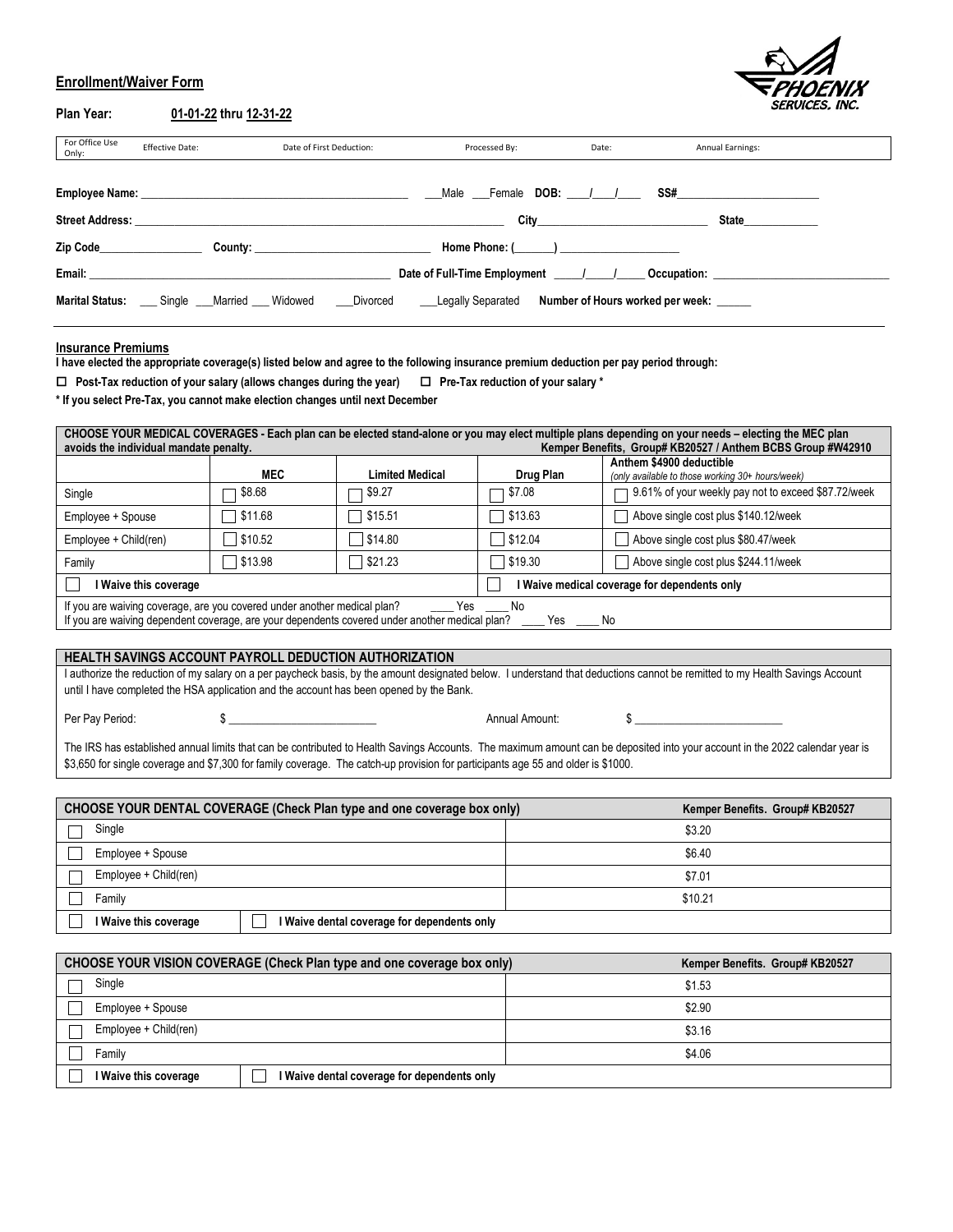## Enrollment/Waiver Form

**Plan Year:** **01-01-22 thru 12-31-22**

| For Office Use Only: | Effective Date: | Date of First Deduction: | Processed By: | Date: | Annual Earnings: |
|---|---|---|---|---|---|

**Employee Name:** ______________________________ ___Male ___Female **DOB:** ___/___/___ **SS#**____________________

**Street Address:** ______________________________ **City**____________________ **State**__________

**Zip Code**______________ **County:** ____________________ **Home Phone:** (______) ________________

**Email:** ______________________________ **Date of Full-Time Employment** ____/____/____ **Occupation:** ____________________

**Marital Status:** ___ Single ___Married ___ Widowed ___Divorced ___Legally Separated **Number of Hours worked per week:** _____

**Insurance Premiums**

**I have elected the appropriate coverage(s) listed below and agree to the following insurance premium deduction per pay period through:**

☐ **Post-Tax reduction of your salary (allows changes during the year)** ☐ **Pre-Tax reduction of your salary ***

*** If you select Pre-Tax, you cannot make election changes until next December**

**CHOOSE YOUR MEDICAL COVERAGES - Each plan can be elected stand-alone or you may elect multiple plans depending on your needs – electing the MEC plan avoids the individual mandate penalty.** **Kemper Benefits, Group# KB20527 / Anthem BCBS Group #W42910**

| | MEC | Limited Medical | Drug Plan | Anthem $4900 deductible *(only available to those working 30+ hours/week)* |
|---|---|---|---|---|
| Single | ☐ $8.68 | ☐ $9.27 | ☐ $7.08 | ☐ 9.61% of your weekly pay not to exceed $87.72/week |
| Employee + Spouse | ☐ $11.68 | ☐ $15.51 | ☐ $13.63 | ☐ Above single cost plus $140.12/week |
| Employee + Child(ren) | ☐ $10.52 | ☐ $14.80 | ☐ $12.04 | ☐ Above single cost plus $80.47/week |
| Family | ☐ $13.98 | ☐ $21.23 | ☐ $19.30 | ☐ Above single cost plus $244.11/week |
| ☐ **I Waive this coverage** | | | ☐ **I Waive medical coverage for dependents only** | |

If you are waiving coverage, are you covered under another medical plan? ____ Yes ____ No
If you are waiving dependent coverage, are your dependents covered under another medical plan? ____ Yes ____ No

**HEALTH SAVINGS ACCOUNT PAYROLL DEDUCTION AUTHORIZATION**

I authorize the reduction of my salary on a per paycheck basis, by the amount designated below. I understand that deductions cannot be remitted to my Health Savings Account until I have completed the HSA application and the account has been opened by the Bank.

Per Pay Period: $ ____________________ Annual Amount: $ ____________________

The IRS has established annual limits that can be contributed to Health Savings Accounts. The maximum amount can be deposited into your account in the 2022 calendar year is $3,650 for single coverage and $7,300 for family coverage. The catch-up provision for participants age 55 and older is $1000.

| CHOOSE YOUR DENTAL COVERAGE (Check Plan type and one coverage box only) | Kemper Benefits. Group# KB20527 |
|---|---|
| ☐ Single | $3.20 |
| ☐ Employee + Spouse | $6.40 |
| ☐ Employee + Child(ren) | $7.01 |
| ☐ Family | $10.21 |
| ☐ **I Waive this coverage** ☐ **I Waive dental coverage for dependents only** | |

| CHOOSE YOUR VISION COVERAGE (Check Plan type and one coverage box only) | Kemper Benefits. Group# KB20527 |
|---|---|
| ☐ Single | $1.53 |
| ☐ Employee + Spouse | $2.90 |
| ☐ Employee + Child(ren) | $3.16 |
| ☐ Family | $4.06 |
| ☐ **I Waive this coverage** ☐ **I Waive dental coverage for dependents only** | |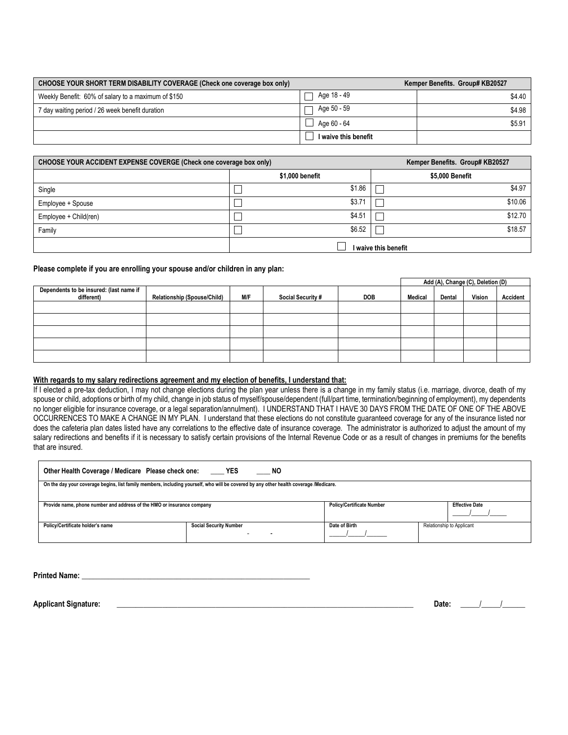| CHOOSE YOUR SHORT TERM DISABILITY COVERAGE (Check one coverage box only) | | Kemper Benefits. Group# KB20527 |
|---|---|---|
| Weekly Benefit: 60% of salary to a maximum of $150 | ☐ Age 18 - 49 | $4.40 |
| 7 day waiting period / 26 week benefit duration | ☐ Age 50 - 59 | $4.98 |
| | ☐ Age 60 - 64 | $5.91 |
| | ☐ **I waive this benefit** | |

| CHOOSE YOUR ACCIDENT EXPENSE COVERGE (Check one coverage box only) | | Kemper Benefits. Group# KB20527 |
|---|---|---|
| | **$1,000 benefit** | **$5,000 Benefit** |
| Single | ☐ $1.86 | ☐ $4.97 |
| Employee + Spouse | ☐ $3.71 | ☐ $10.06 |
| Employee + Child(ren) | ☐ $4.51 | ☐ $12.70 |
| Family | ☐ $6.52 | ☐ $18.57 |
| | ☐ **I waive this benefit** | |

**Please complete if you are enrolling your spouse and/or children in any plan:**

| | | | | | Add (A), Change (C), Deletion (D) | | | |
|---|---|---|---|---|---|---|---|---|
| **Dependents to be insured: (last name if different)** | **Relationship (Spouse/Child)** | **M/F** | **Social Security #** | **DOB** | **Medical** | **Dental** | **Vision** | **Accident** |
| | | | | | | | | |
| | | | | | | | | |
| | | | | | | | | |
| | | | | | | | | |
| | | | | | | | | |

**With regards to my salary redirections agreement and my election of benefits, I understand that:**

If I elected a pre-tax deduction, I may not change elections during the plan year unless there is a change in my family status (i.e. marriage, divorce, death of my spouse or child, adoptions or birth of my child, change in job status of myself/spouse/dependent (full/part time, termination/beginning of employment), my dependents no longer eligible for insurance coverage, or a legal separation/annulment). I UNDERSTAND THAT I HAVE 30 DAYS FROM THE DATE OF ONE OF THE ABOVE OCCURRENCES TO MAKE A CHANGE IN MY PLAN. I understand that these elections do not constitute guaranteed coverage for any of the insurance listed nor does the cafeteria plan dates listed have any correlations to the effective date of insurance coverage. The administrator is authorized to adjust the amount of my salary redirections and benefits if it is necessary to satisfy certain provisions of the Internal Revenue Code or as a result of changes in premiums for the benefits that are insured.

| **Other Health Coverage / Medicare Please check one: \_\_\_\_ YES \_\_\_\_ NO** | | | |
|---|---|---|---|
| **On the day your coverage begins, list family members, including yourself, who will be covered by any other health coverage /Medicare.** | | | |
| **Provide name, phone number and address of the HMO or insurance company** | | **Policy/Certificate Number** | **Effective Date** \_\_\_\_\_/\_\_\_\_\_/\_\_\_\_\_ |
| **Policy/Certificate holder's name** | **Social Security Number** - - | **Date of Birth** \_\_\_\_\_/\_\_\_\_\_/\_\_\_\_\_ | Relationship to Applicant |

**Printed Name:** \_\_\_\_\_\_\_\_\_\_\_\_\_\_\_\_\_\_\_\_\_\_\_\_\_\_\_\_\_\_\_\_\_\_\_\_\_\_\_\_\_\_\_\_\_\_\_\_\_\_\_\_\_\_\_\_\_\_\_\_

**Applicant Signature:** \_\_\_\_\_\_\_\_\_\_\_\_\_\_\_\_\_\_\_\_\_\_\_\_\_\_\_\_\_\_\_\_\_\_\_\_\_\_\_\_\_\_\_\_\_\_\_\_\_\_\_\_\_\_\_\_\_\_\_\_\_\_\_\_\_\_\_\_\_\_\_\_\_\_\_\_ **Date:** \_\_\_\_\_/\_\_\_\_\_/\_\_\_\_\_\_